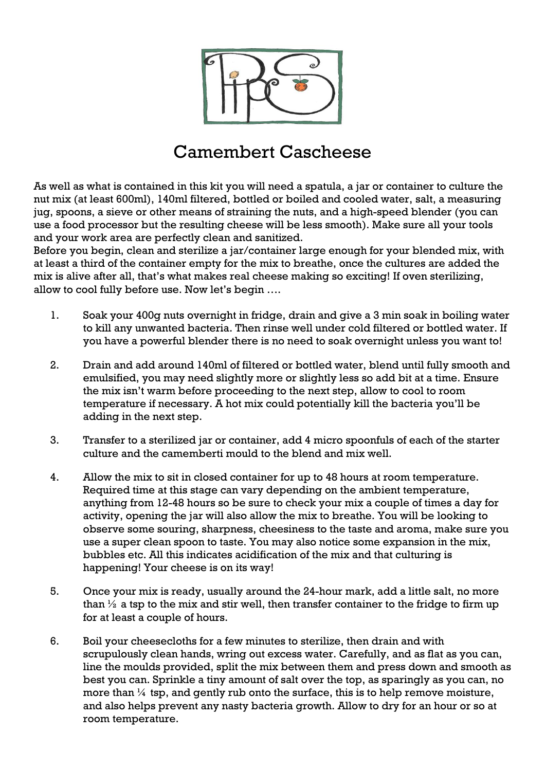# Camembert Cascheese

As well as what is contained in this kit you will need a spatula, a jar or container to culture the nut mix (at least 600ml), 140ml filtered, bottled or boiled and cooled water, salt, a measuring jug, spoons, a sieve or other means of straining the nuts, and a high-speed blender (you can use a food processor but the resulting cheese will be less smooth). Make sure all your tools and your work area are perfectly clean and sanitized.

Before you begin, clean and sterilize a jar/container large enough for your blended mix, with at least a third of the container empty for the mix to breathe, once the cultures are added the mix is alive after all, that's what makes real cheese making so exciting! If oven sterilizing, allow to cool fully before use. Now let's begin ….

1. Soak your 400g nuts overnight in fridge, drain and give a 3 min soak in boiling water to kill any unwanted bacteria. Then rinse well under cold filtered or bottled water. If you have a powerful blender there is no need to soak overnight unless you want to!

2. Drain and add around 140ml of filtered or bottled water, blend until fully smooth and emulsified, you may need slightly more or slightly less so add bit at a time. Ensure the mix isn't warm before proceeding to the next step, allow to cool to room temperature if necessary. A hot mix could potentially kill the bacteria you'll be adding in the next step.

3. Transfer to a sterilized jar or container, add 4 micro spoonfuls of each of the starter culture and the camemberti mould to the blend and mix well.

4. Allow the mix to sit in closed container for up to 48 hours at room temperature. Required time at this stage can vary depending on the ambient temperature, anything from 12-48 hours so be sure to check your mix a couple of times a day for activity, opening the jar will also allow the mix to breathe. You will be looking to observe some souring, sharpness, cheesiness to the taste and aroma, make sure you use a super clean spoon to taste. You may also notice some expansion in the mix, bubbles etc. All this indicates acidification of the mix and that culturing is happening! Your cheese is on its way!

5. Once your mix is ready, usually around the 24-hour mark, add a little salt, no more than ½ a tsp to the mix and stir well, then transfer container to the fridge to firm up for at least a couple of hours.

6. Boil your cheesecloths for a few minutes to sterilize, then drain and with scrupulously clean hands, wring out excess water. Carefully, and as flat as you can, line the moulds provided, split the mix between them and press down and smooth as best you can. Sprinkle a tiny amount of salt over the top, as sparingly as you can, no more than ¼ tsp, and gently rub onto the surface, this is to help remove moisture, and also helps prevent any nasty bacteria growth. Allow to dry for an hour or so at room temperature.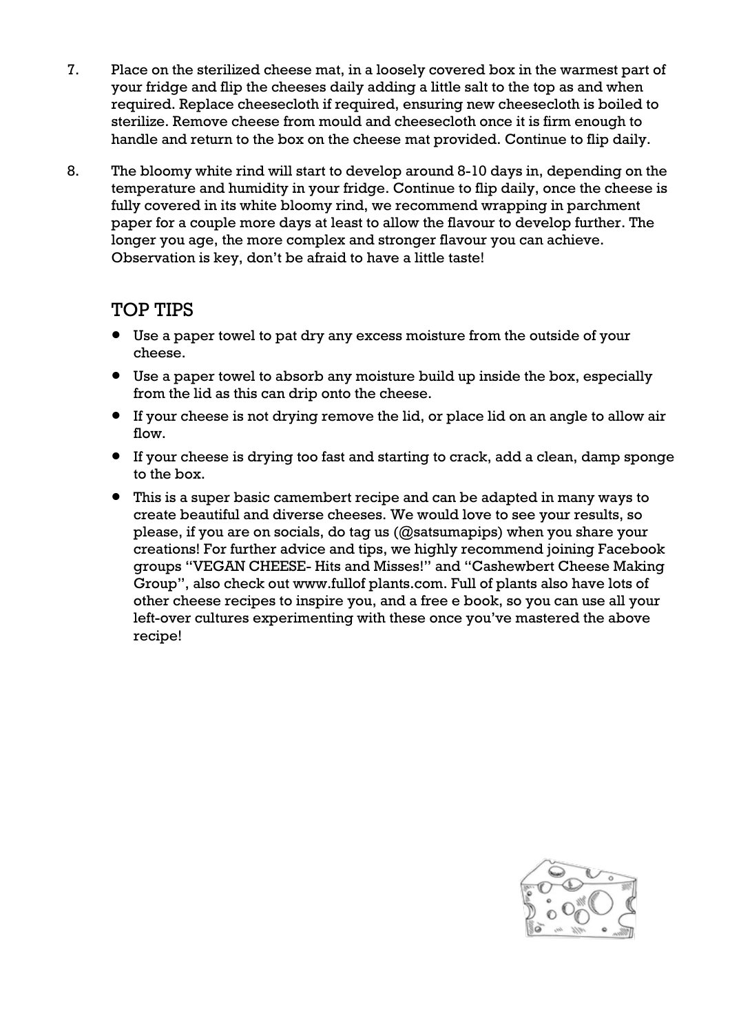7. Place on the sterilized cheese mat, in a loosely covered box in the warmest part of your fridge and flip the cheeses daily adding a little salt to the top as and when required. Replace cheesecloth if required, ensuring new cheesecloth is boiled to sterilize. Remove cheese from mould and cheesecloth once it is firm enough to handle and return to the box on the cheese mat provided. Continue to flip daily.

8. The bloomy white rind will start to develop around 8-10 days in, depending on the temperature and humidity in your fridge. Continue to flip daily, once the cheese is fully covered in its white bloomy rind, we recommend wrapping in parchment paper for a couple more days at least to allow the flavour to develop further. The longer you age, the more complex and stronger flavour you can achieve. Observation is key, don't be afraid to have a little taste!

## TOP TIPS

- Use a paper towel to pat dry any excess moisture from the outside of your cheese.
- Use a paper towel to absorb any moisture build up inside the box, especially from the lid as this can drip onto the cheese.
- If your cheese is not drying remove the lid, or place lid on an angle to allow air flow.
- If your cheese is drying too fast and starting to crack, add a clean, damp sponge to the box.
- This is a super basic camembert recipe and can be adapted in many ways to create beautiful and diverse cheeses. We would love to see your results, so please, if you are on socials, do tag us (@satsumapips) when you share your creations! For further advice and tips, we highly recommend joining Facebook groups "VEGAN CHEESE- Hits and Misses!" and "Cashewbert Cheese Making Group", also check out www.fullof plants.com. Full of plants also have lots of other cheese recipes to inspire you, and a free e book, so you can use all your left-over cultures experimenting with these once you've mastered the above recipe!